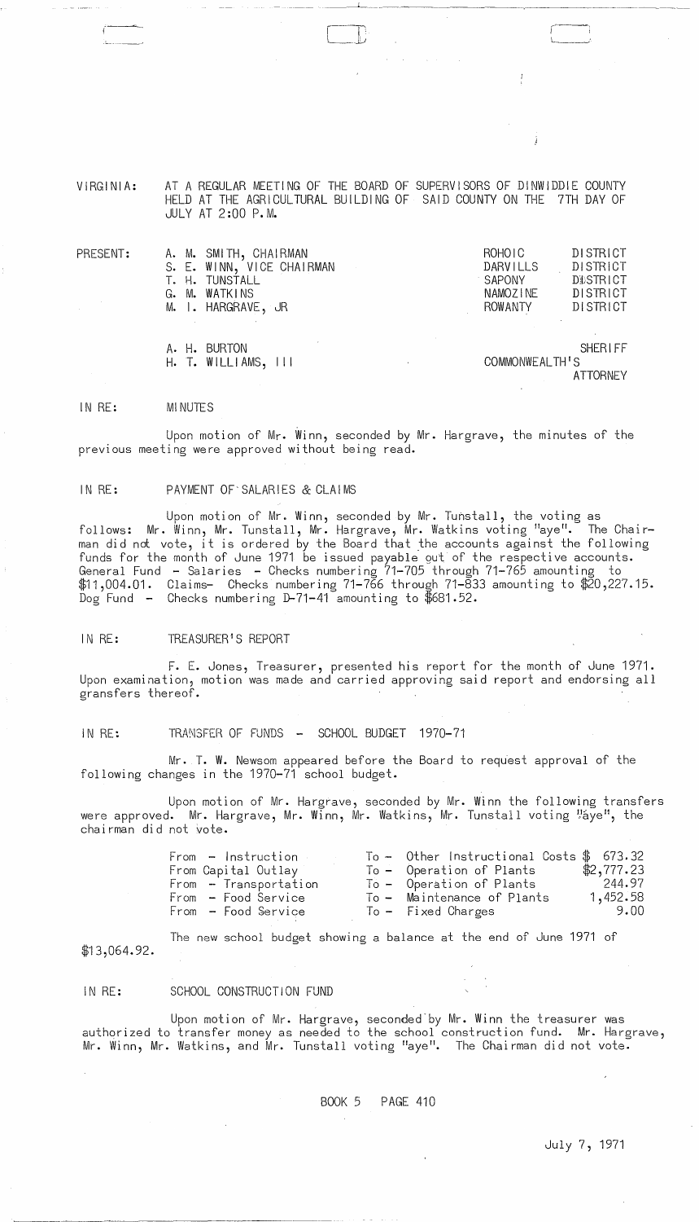VIRGINIA: AT A REGULAR MEETING OF THE BOARD OF SUPERVISORS OF DINWIDDIE COUNTY HELD AT THE AGRICULTURAL BUILDING OF SAID COUNTY ON THE 7TH DAY OF JULY AT 2:00 P.M.

| PRESENT: | | | |
|---|---|---|---|
| | A. M. SMITH, CHAIRMAN | ROHOIC | DISTRICT |
| | S. E. WINN, VICE CHAIRMAN | DARVILLS | DISTRICT |
| | T. H. TUNSTALL | SAPONY | DISTRICT |
| | G. M. WATKINS | NAMOZINE | DISTRICT |
| | M. I. HARGRAVE, JR | ROWANTY | DISTRICT |
| | A. H. BURTON | | SHERIFF |
| | H. T. WILLIAMS, III | COMMONWEALTH'S | ATTORNEY |

IN RE: MINUTES

Upon motion of Mr. Winn, seconded by Mr. Hargrave, the minutes of the previous meeting were approved without being read.

IN RE: PAYMENT OF SALARIES & CLAIMS

Upon motion of Mr. Winn, seconded by Mr. Tunstall, the voting as follows: Mr. Winn, Mr. Tunstall, Mr. Hargrave, Mr. Watkins voting "aye". The Chairman did not vote, it is ordered by the Board that the accounts against the following funds for the month of June 1971 be issued payable out of the respective accounts. General Fund - Salaries - Checks numbering 71-705 through 71-765 amounting to $11,004.01. Claims- Checks numbering 71-766 through 71-833 amounting to $20,227.15. Dog Fund - Checks numbering D-71-41 amounting to $681.52.

IN RE: TREASURER'S REPORT

F. E. Jones, Treasurer, presented his report for the month of June 1971. Upon examination, motion was made and carried approving said report and endorsing all gransfers thereof.

IN RE: TRANSFER OF FUNDS - SCHOOL BUDGET 1970-71

Mr. T. W. Newsom appeared before the Board to request approval of the following changes in the 1970-71 school budget.

Upon motion of Mr. Hargrave, seconded by Mr. Winn the following transfers were approved. Mr. Hargrave, Mr. Winn, Mr. Watkins, Mr. Tunstall voting "aye", the chairman did not vote.

| | | |
|---|---|---|
| From - Instruction | To - Other Instructional Costs | $ 673.32 |
| From Capital Outlay | To - Operation of Plants | $2,777.23 |
| From - Transportation | To - Operation of Plants | 244.97 |
| From - Food Service | To - Maintenance of Plants | 1,452.58 |
| From - Food Service | To - Fixed Charges | 9.00 |

The new school budget showing a balance at the end of June 1971 of $13,064.92.

IN RE: SCHOOL CONSTRUCTION FUND

Upon motion of Mr. Hargrave, seconded by Mr. Winn the treasurer was authorized to transfer money as needed to the school construction fund. Mr. Hargrave, Mr. Winn, Mr. Watkins, and Mr. Tunstall voting "aye". The Chairman did not vote.

BOOK 5 PAGE 410

July 7, 1971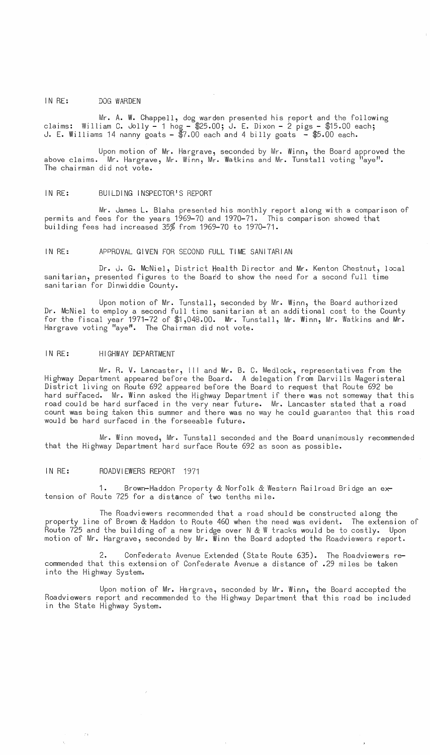IN RE: DOG WARDEN

Mr. A. W. Chappell, dog warden presented his report and the following claims: William C. Jolly - 1 hog - $25.00; J. E. Dixon - 2 pigs - $15.00 each; J. E. Williams 14 nanny goats - $7.00 each and 4 billy goats - $5.00 each.

Upon motion of Mr. Hargrave, seconded by Mr. Winn, the Board approved the above claims. Mr. Hargrave, Mr. Winn, Mr. Watkins and Mr. Tunstall voting "aye". The chairman did not vote.

IN RE: BUILDING INSPECTOR'S REPORT

Mr. James L. Blaha presented his monthly report along with a comparison of permits and fees for the years 1969-70 and 1970-71. This comparison showed that building fees had increased 35% from 1969-70 to 1970-71.

IN RE: APPROVAL GIVEN FOR SECOND FULL TIME SANITARIAN

Dr. J. G. McNiel, District Health Director and Mr. Kenton Chestnut, local sanitarian, presented figures to the Board to show the need for a second full time sanitarian for Dinwiddie County.

Upon motion of Mr. Tunstall, seconded by Mr. Winn, the Board authorized Dr. McNiel to employ a second full time sanitarian at an additional cost to the County for the fiscal year 1971-72 of $1,048.00. Mr. Tunstall, Mr. Winn, Mr. Watkins and Mr. Hargrave voting "aye". The Chairman did not vote.

IN RE: HIGHWAY DEPARTMENT

Mr. R. V. Lancaster, III and Mr. B. C. Medlock, representatives from the Highway Department appeared before the Board. A delegation from Darvills Mageristeral District living on Route 692 appeared before the Board to request that Route 692 be hard surfaced. Mr. Winn asked the Highway Department if there was not someway that this road could be hard surfaced in the very near future. Mr. Lancaster stated that a road count was being taken this summer and there was no way he could guarantee that this road would be hard surfaced in the forseeable future.

Mr. Winn moved, Mr. Tunstall seconded and the Board unanimously recommended that the Highway Department hard surface Route 692 as soon as possible.

IN RE: ROADVIEWERS REPORT 1971

1. Brown-Haddon Property & Norfolk & Western Railroad Bridge an extension of Route 725 for a distance of two tenths mile.

The Roadviewers recommended that a road should be constructed along the property line of Brown & Haddon to Route 460 when the need was evident. The extension of Route 725 and the building of a new bridge over N & W tracks would be to costly. Upon motion of Mr. Hargrave, seconded by Mr. Winn the Board adopted the Roadviewers report.

2. Confederate Avenue Extended (State Route 635). The Roadviewers recommended that this extension of Confederate Avenue a distance of .29 miles be taken into the Highway System.

Upon motion of Mr. Hargrave, seconded by Mr. Winn, the Board accepted the Roadviewers report and recommended to the Highway Department that this road be included in the State Highway System.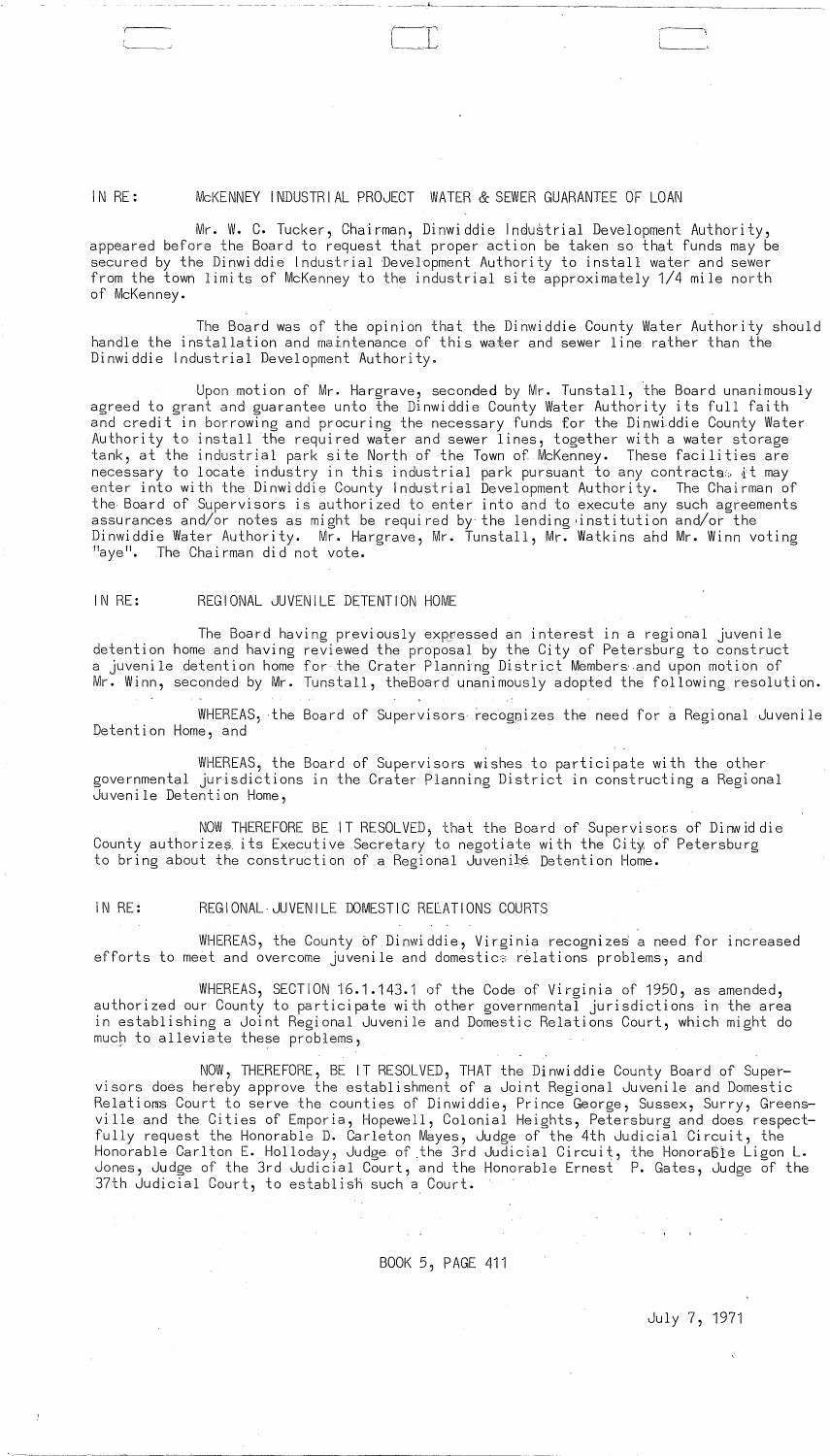IN RE: McKENNEY INDUSTRIAL PROJECT WATER & SEWER GUARANTEE OF LOAN

Mr. W. C. Tucker, Chairman, Dinwiddie Industrial Development Authority, appeared before the Board to request that proper action be taken so that funds may be secured by the Dinwiddie Industrial Development Authority to install water and sewer from the town limits of McKenney to the industrial site approximately 1/4 mile north of McKenney.

The Board was of the opinion that the Dinwiddie County Water Authority should handle the installation and maintenance of this water and sewer line rather than the Dinwiddie Industrial Development Authority.

Upon motion of Mr. Hargrave, seconded by Mr. Tunstall, the Board unanimously agreed to grant and guarantee unto the Dinwiddie County Water Authority its full faith and credit in borrowing and procuring the necessary funds for the Dinwiddie County Water Authority to install the required water and sewer lines, together with a water storage tank, at the industrial park site North of the Town of McKenney. These facilities are necessary to locate industry in this industrial park pursuant to any contracts it may enter into with the Dinwiddie County Industrial Development Authority. The Chairman of the Board of Supervisors is authorized to enter into and to execute any such agreements assurances and/or notes as might be required by the lending institution and/or the Dinwiddie Water Authority. Mr. Hargrave, Mr. Tunstall, Mr. Watkins and Mr. Winn voting "aye". The Chairman did not vote.

IN RE: REGIONAL JUVENILE DETENTION HOME

The Board having previously expressed an interest in a regional juvenile detention home and having reviewed the proposal by the City of Petersburg to construct a juvenile detention home for the Crater Planning District Members and upon motion of Mr. Winn, seconded by Mr. Tunstall, theBoard unanimously adopted the following resolution.

WHEREAS, the Board of Supervisors recognizes the need for a Regional Juvenile Detention Home, and

WHEREAS, the Board of Supervisors wishes to participate with the other governmental jurisdictions in the Crater Planning District in constructing a Regional Juvenile Detention Home,

NOW THEREFORE BE IT RESOLVED, that the Board of Supervisors of Dinwiddie County authorizes its Executive Secretary to negotiate with the City of Petersburg to bring about the construction of a Regional Juvenile Detention Home.

IN RE: REGIONAL JUVENILE DOMESTIC RELATIONS COURTS

WHEREAS, the County of Dinwiddie, Virginia recognizes a need for increased efforts to meet and overcome juvenile and domestic relations problems, and

WHEREAS, SECTION 16.1.143.1 of the Code of Virginia of 1950, as amended, authorized our County to participate with other governmental jurisdictions in the area in establishing a Joint Regional Juvenile and Domestic Relations Court, which might do much to alleviate these problems,

NOW, THEREFORE, BE IT RESOLVED, THAT the Dinwiddie County Board of Supervisors does hereby approve the establishment of a Joint Regional Juvenile and Domestic Relations Court to serve the counties of Dinwiddie, Prince George, Sussex, Surry, Greensville and the Cities of Emporia, Hopewell, Colonial Heights, Petersburg and does respectfully request the Honorable D. Carleton Mayes, Judge of the 4th Judicial Circuit, the Honorable Carlton E. Holloday, Judge of the 3rd Judicial Circuit, the Honorable Ligon L. Jones, Judge of the 3rd Judicial Court, and the Honorable Ernest P. Gates, Judge of the 37th Judicial Court, to establish such a Court.

BOOK 5, PAGE 411

July 7, 1971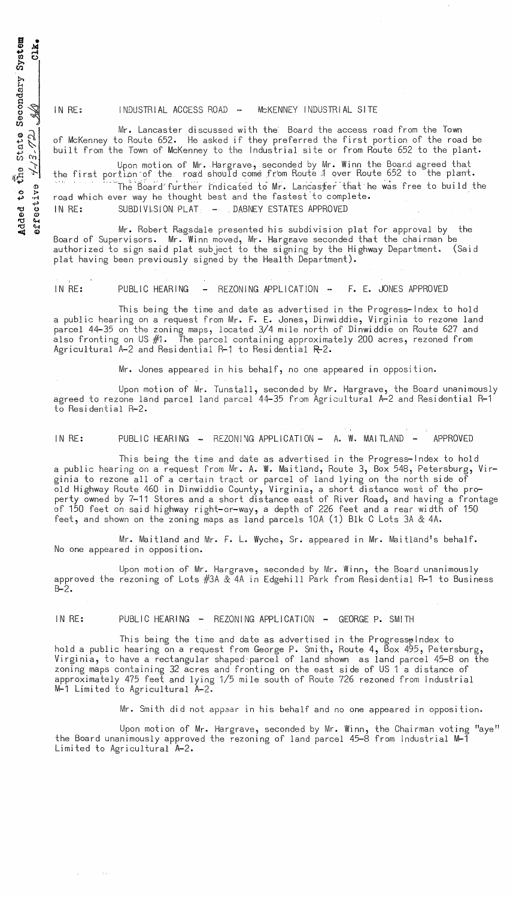Added to the State Secondary System effective 4-3-72 [initials] Clk.

IN RE: INDUSTRIAL ACCESS ROAD -- McKENNEY INDUSTRIAL SITE

Mr. Lancaster discussed with the Board the access road from the Town of McKenney to Route 652. He asked if they preferred the first portion of the road be built from the Town of McKenney to the Industrial site or from Route 652 to the plant.

Upon motion of Mr. Hargrave, seconded by Mr. Winn the Board agreed that the first portion of the road should come from Route 1 over Route 652 to the plant. The Board further indicated to Mr. Lancaster that he was free to build the road which ever way he thought best and the fastest to complete.

IN RE: SUBDIVISION PLAT -- DABNEY ESTATES APPROVED

Mr. Robert Ragsdale presented his subdivision plat for approval by the Board of Supervisors. Mr. Winn moved, Mr. Hargrave seconded that the chairman be authorized to sign said plat subject to the signing by the Highway Department. (Said plat having been previously signed by the Health Department).

IN RE: PUBLIC HEARING - REZONING APPLICATION -- F. E. JONES APPROVED

This being the time and date as advertised in the Progress-Index to hold a public hearing on a request from Mr. F. E. Jones, Dinwiddie, Virginia to rezone land parcel 44-35 on the zoning maps, located 3/4 mile north of Dinwiddie on Route 627 and also fronting on US #1. The parcel containing approximately 200 acres, rezoned from Agricultural A-2 and Residential R-1 to Residential R-2.

Mr. Jones appeared in his behalf, no one appeared in opposition.

Upon motion of Mr. Tunstall, seconded by Mr. Hargrave, the Board unanimously agreed to rezone land parcel land parcel 44-35 from Agricultural A-2 and Residential R-1 to Residential R-2.

IN RE: PUBLIC HEARING - REZONING APPLICATION - A. W. MAITLAND - APPROVED

This being the time and date as advertised in the Progress-Index to hold a public hearing on a request from Mr. A. W. Maitland, Route 3, Box 548, Petersburg, Virginia to rezone all of a certain tract or parcel of land lying on the north side of old Highway Route 460 in Dinwiddie County, Virginia, a short distance west of the property owned by 7-11 Stores and a short distance east of River Road, and having a frontage of 150 feet on said highway right-or-way, a depth of 226 feet and a rear width of 150 feet, and shown on the zoning maps as land parcels 10A (1) Blk C Lots 3A & 4A.

Mr. Maitland and Mr. F. L. Wyche, Sr. appeared in Mr. Maitland's behalf. No one appeared in opposition.

Upon motion of Mr. Hargrave, seconded by Mr. Winn, the Board unanimously approved the rezoning of Lots #3A & 4A in Edgehill Park from Residential R-1 to Business B-2.

IN RE: PUBLIC HEARING - REZONING APPLICATION - GEORGE P. SMITH

This being the time and date as advertised in the Progress-Index to hold a public hearing on a request from George P. Smith, Route 4, Box 495, Petersburg, Virginia, to have a rectangular shaped parcel of land shown as land parcel 45-8 on the zoning maps containing 32 acres and fronting on the east side of US 1 a distance of approximately 475 feet and lying 1/5 mile south of Route 726 rezoned from Industrial M-1 Limited to Agricultural A-2.

Mr. Smith did not appear in his behalf and no one appeared in opposition.

Upon motion of Mr. Hargrave, seconded by Mr. Winn, the Chairman voting "aye" the Board unanimously approved the rezoning of land parcel 45-8 from Industrial M-1 Limited to Agricultural A-2.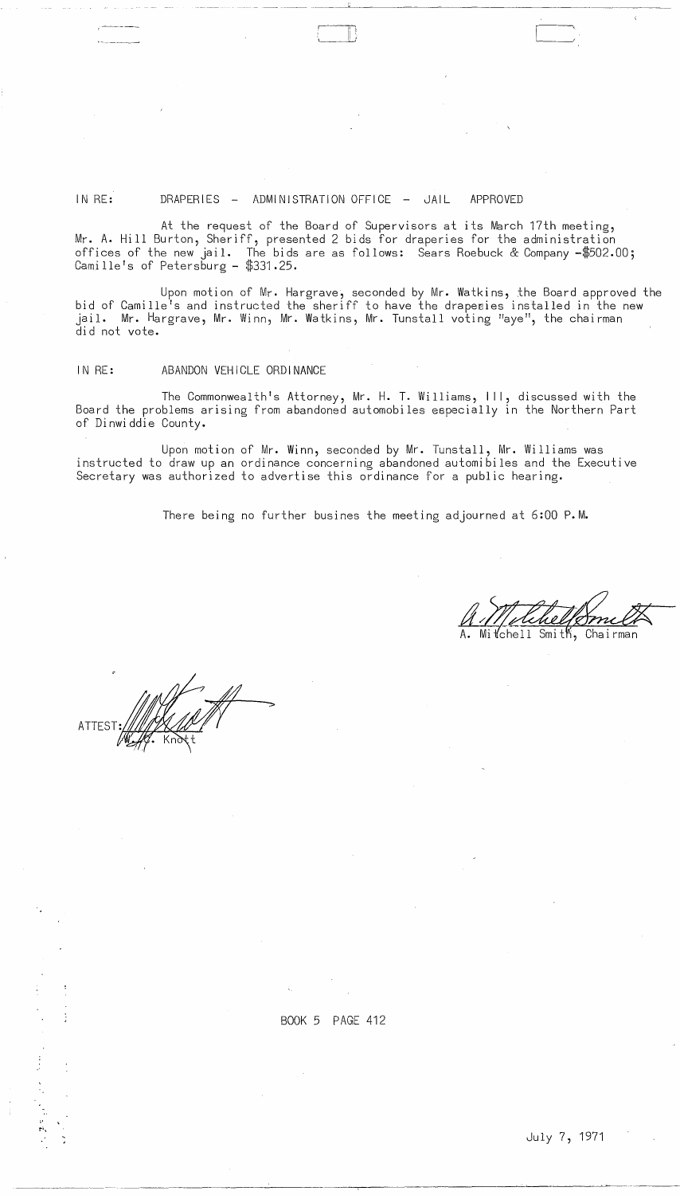IN RE: DRAPERIES - ADMINISTRATION OFFICE - JAIL APPROVED

At the request of the Board of Supervisors at its March 17th meeting, Mr. A. Hill Burton, Sheriff, presented 2 bids for draperies for the administration offices of the new jail. The bids are as follows: Sears Roebuck & Company -$502.00; Camille's of Petersburg - $331.25.

Upon motion of Mr. Hargrave, seconded by Mr. Watkins, the Board approved the bid of Camille's and instructed the sheriff to have the draperies installed in the new jail. Mr. Hargrave, Mr. Winn, Mr. Watkins, Mr. Tunstall voting "aye", the chairman did not vote.

IN RE: ABANDON VEHICLE ORDINANCE

The Commonwealth's Attorney, Mr. H. T. Williams, III, discussed with the Board the problems arising from abandoned automobiles especially in the Northern Part of Dinwiddie County.

Upon motion of Mr. Winn, seconded by Mr. Tunstall, Mr. Williams was instructed to draw up an ordinance concerning abandoned automibiles and the Executive Secretary was authorized to advertise this ordinance for a public hearing.

There being no further busines the meeting adjourned at 6:00 P.M.

A. Mitchell Smith, Chairman

ATTEST: W. C. Knott

BOOK 5 PAGE 412

July 7, 1971